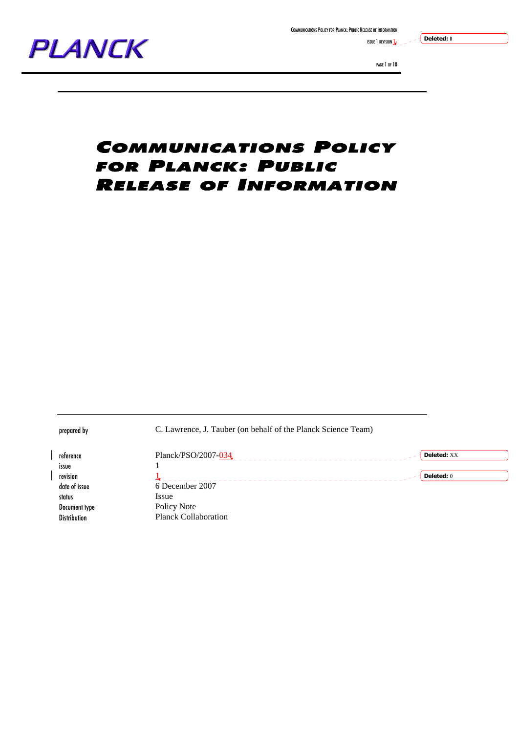# COMMUNICATIONS POLICY FOR PLANCK: PUBLIC RELEASE OF INFORMATION

| | |
|---|---|
| prepared by | C. Lawrence, J. Tauber (on behalf of the Planck Science Team) |
| reference | Planck/PSO/2007-034 |
| issue | 1 |
| revision | 1 |
| date of issue | 6 December 2007 |
| status | Issue |
| Document type | Policy Note |
| Distribution | Planck Collaboration |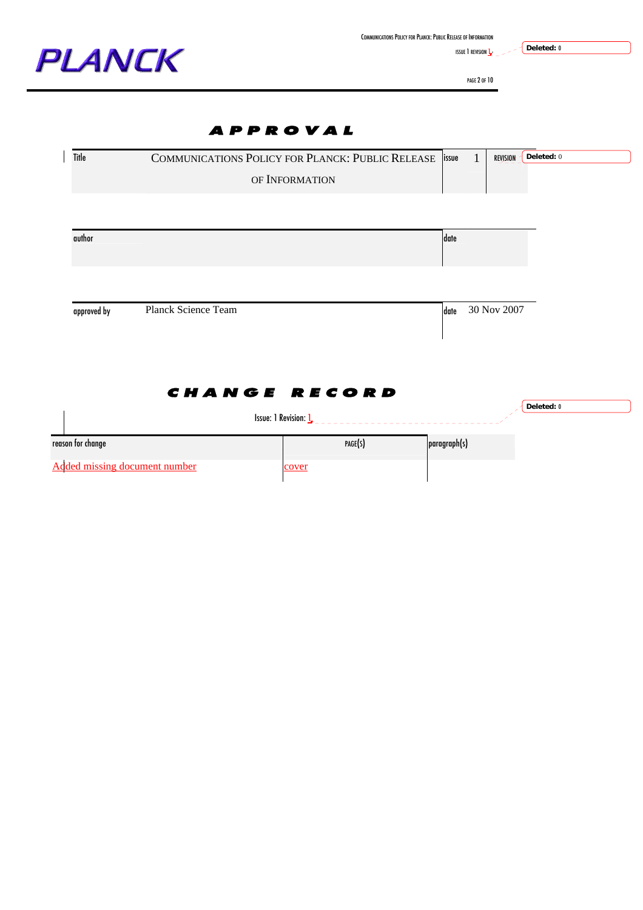# APPROVAL

| Title | COMMUNICATIONS POLICY FOR PLANCK: PUBLIC RELEASE OF INFORMATION | issue | 1 | REVISION | 1 |
|---|---|---|---|---|---|

| author | | date | |
|---|---|---|---|

| approved by | Planck Science Team | date | 30 Nov 2007 |
|---|---|---|---|

# CHANGE RECORD

Issue: 1 Revision: 1

| reason for change | PAGE(S) | paragraph(s) |
|---|---|---|
| Added missing document number | cover | |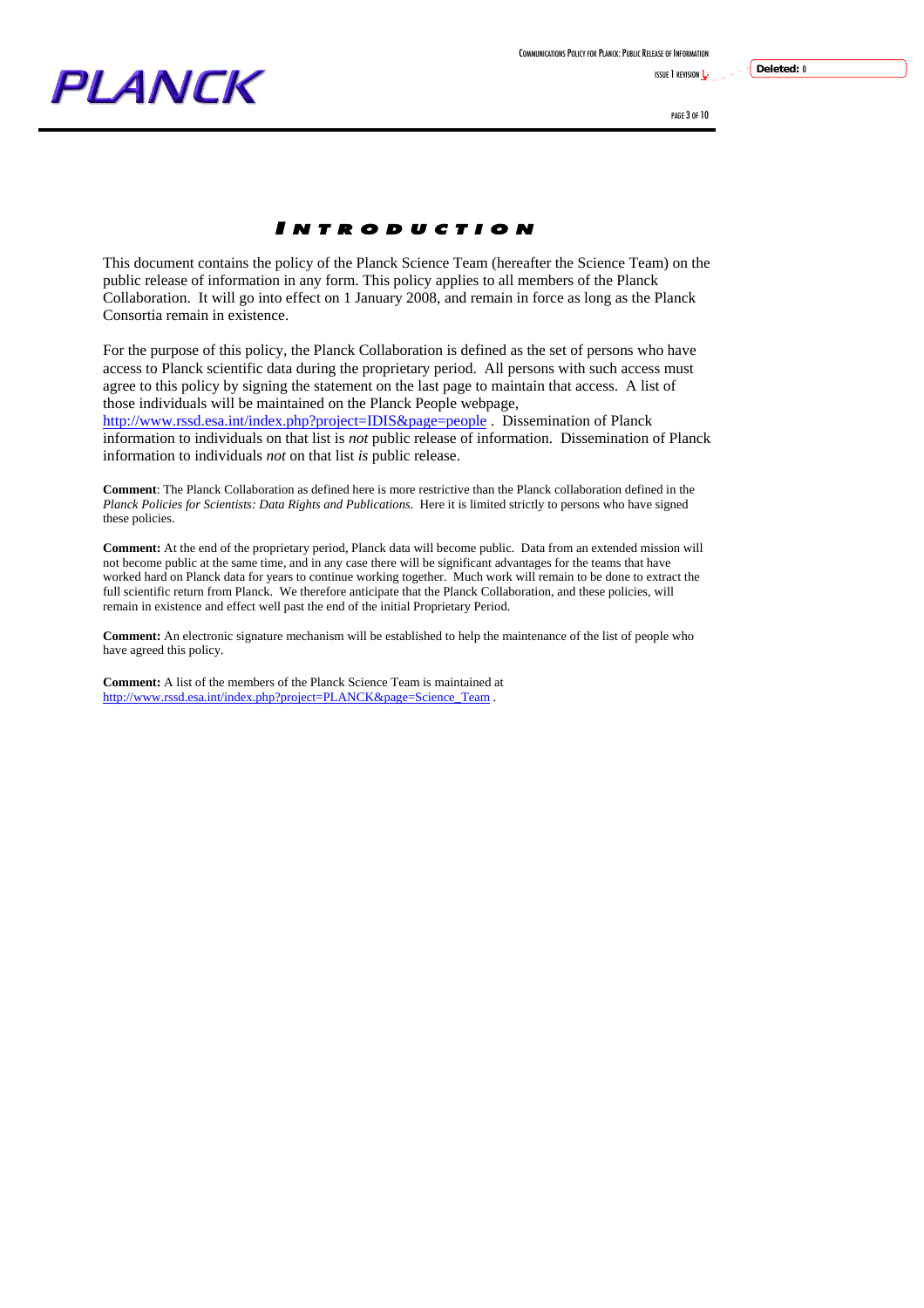# Introduction

This document contains the policy of the Planck Science Team (hereafter the Science Team) on the public release of information in any form. This policy applies to all members of the Planck Collaboration. It will go into effect on 1 January 2008, and remain in force as long as the Planck Consortia remain in existence.

For the purpose of this policy, the Planck Collaboration is defined as the set of persons who have access to Planck scientific data during the proprietary period. All persons with such access must agree to this policy by signing the statement on the last page to maintain that access. A list of those individuals will be maintained on the Planck People webpage, http://www.rssd.esa.int/index.php?project=IDIS&page=people . Dissemination of Planck information to individuals on that list is *not* public release of information. Dissemination of Planck information to individuals *not* on that list *is* public release.

**Comment**: The Planck Collaboration as defined here is more restrictive than the Planck collaboration defined in the *Planck Policies for Scientists: Data Rights and Publications*. Here it is limited strictly to persons who have signed these policies.

**Comment:** At the end of the proprietary period, Planck data will become public. Data from an extended mission will not become public at the same time, and in any case there will be significant advantages for the teams that have worked hard on Planck data for years to continue working together. Much work will remain to be done to extract the full scientific return from Planck. We therefore anticipate that the Planck Collaboration, and these policies, will remain in existence and effect well past the end of the initial Proprietary Period.

**Comment:** An electronic signature mechanism will be established to help the maintenance of the list of people who have agreed this policy.

**Comment:** A list of the members of the Planck Science Team is maintained at http://www.rssd.esa.int/index.php?project=PLANCK&page=Science_Team .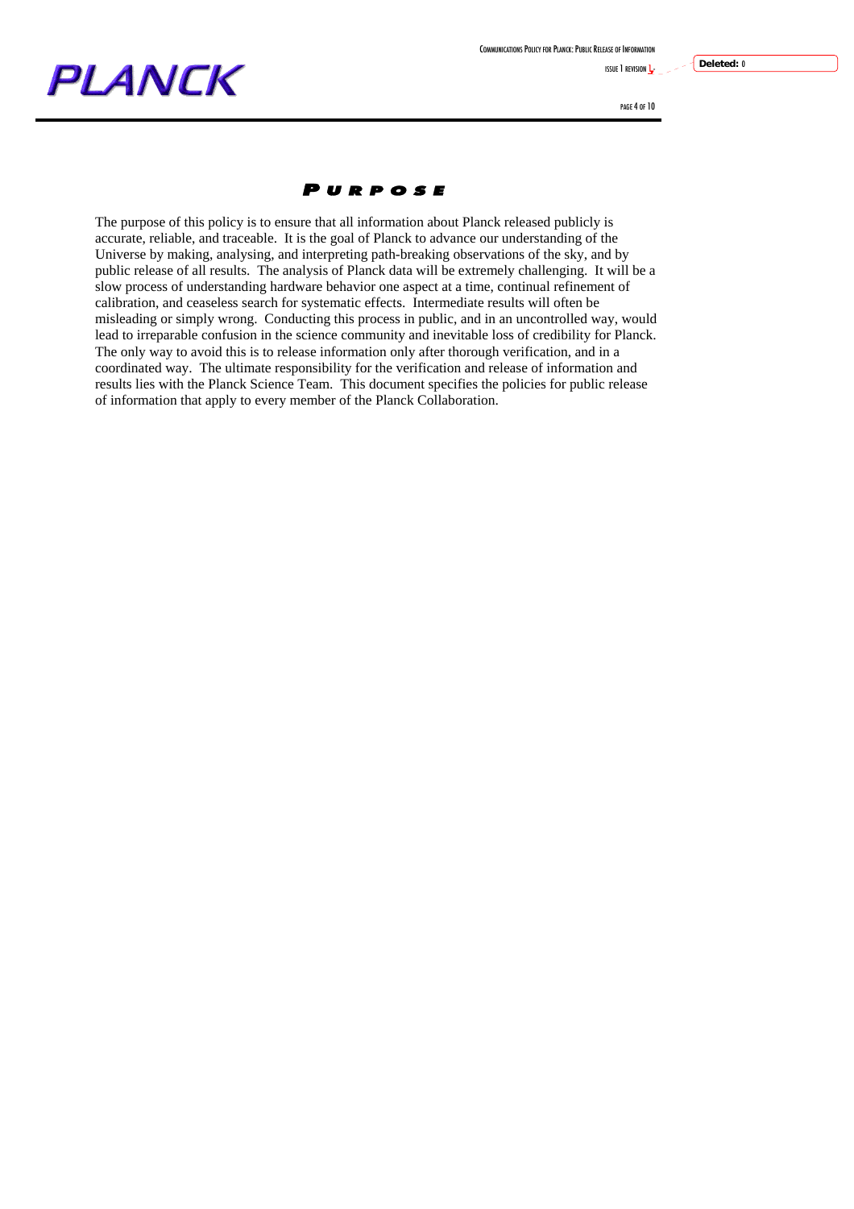# Purpose

The purpose of this policy is to ensure that all information about Planck released publicly is accurate, reliable, and traceable. It is the goal of Planck to advance our understanding of the Universe by making, analysing, and interpreting path-breaking observations of the sky, and by public release of all results. The analysis of Planck data will be extremely challenging. It will be a slow process of understanding hardware behavior one aspect at a time, continual refinement of calibration, and ceaseless search for systematic effects. Intermediate results will often be misleading or simply wrong. Conducting this process in public, and in an uncontrolled way, would lead to irreparable confusion in the science community and inevitable loss of credibility for Planck. The only way to avoid this is to release information only after thorough verification, and in a coordinated way. The ultimate responsibility for the verification and release of information and results lies with the Planck Science Team. This document specifies the policies for public release of information that apply to every member of the Planck Collaboration.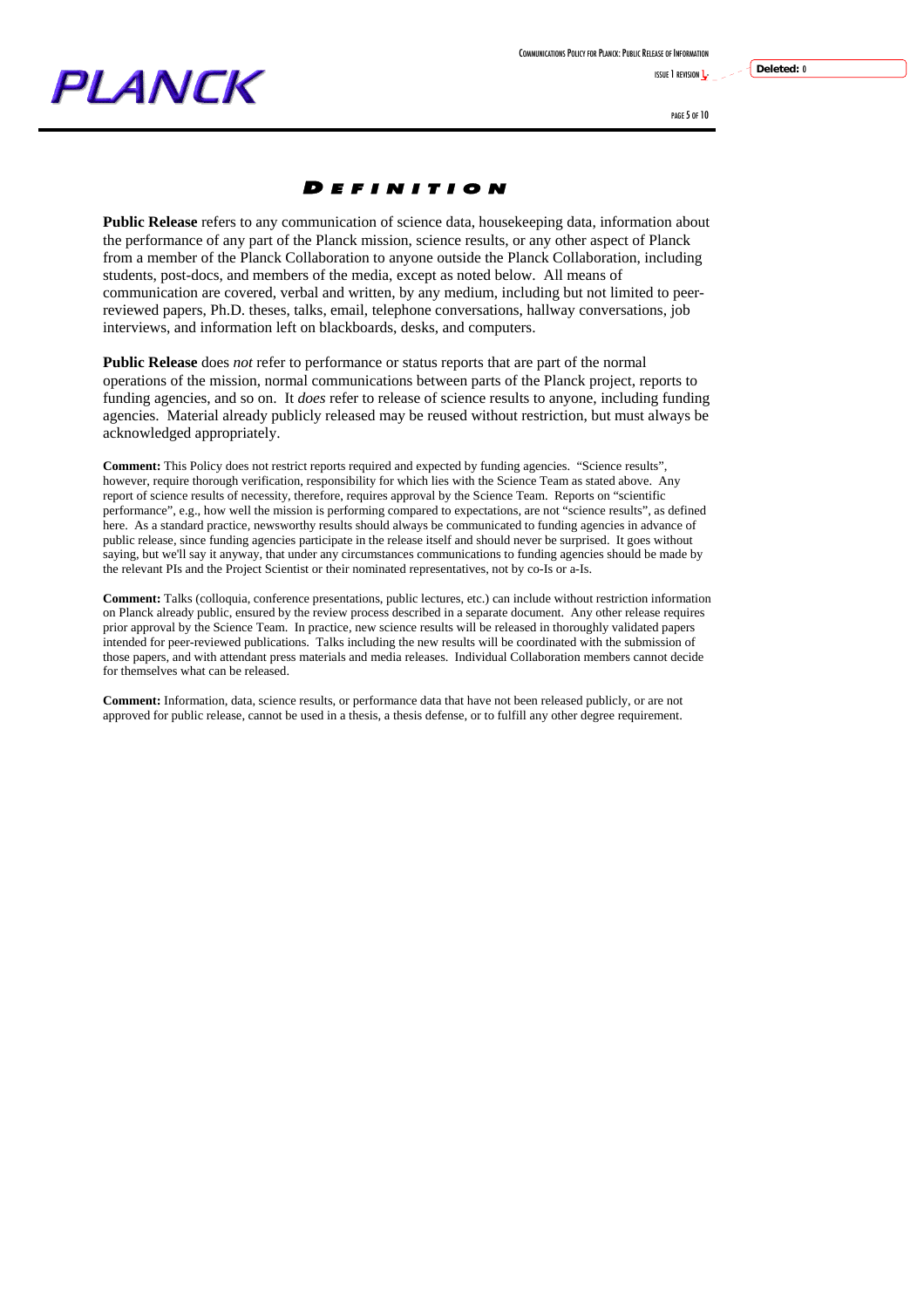# Definition

**Public Release** refers to any communication of science data, housekeeping data, information about the performance of any part of the Planck mission, science results, or any other aspect of Planck from a member of the Planck Collaboration to anyone outside the Planck Collaboration, including students, post-docs, and members of the media, except as noted below. All means of communication are covered, verbal and written, by any medium, including but not limited to peer-reviewed papers, Ph.D. theses, talks, email, telephone conversations, hallway conversations, job interviews, and information left on blackboards, desks, and computers.

**Public Release** does *not* refer to performance or status reports that are part of the normal operations of the mission, normal communications between parts of the Planck project, reports to funding agencies, and so on. It *does* refer to release of science results to anyone, including funding agencies. Material already publicly released may be reused without restriction, but must always be acknowledged appropriately.

**Comment:** This Policy does not restrict reports required and expected by funding agencies. "Science results", however, require thorough verification, responsibility for which lies with the Science Team as stated above. Any report of science results of necessity, therefore, requires approval by the Science Team. Reports on "scientific performance", e.g., how well the mission is performing compared to expectations, are not "science results", as defined here. As a standard practice, newsworthy results should always be communicated to funding agencies in advance of public release, since funding agencies participate in the release itself and should never be surprised. It goes without saying, but we'll say it anyway, that under any circumstances communications to funding agencies should be made by the relevant PIs and the Project Scientist or their nominated representatives, not by co-Is or a-Is.

**Comment:** Talks (colloquia, conference presentations, public lectures, etc.) can include without restriction information on Planck already public, ensured by the review process described in a separate document. Any other release requires prior approval by the Science Team. In practice, new science results will be released in thoroughly validated papers intended for peer-reviewed publications. Talks including the new results will be coordinated with the submission of those papers, and with attendant press materials and media releases. Individual Collaboration members cannot decide for themselves what can be released.

**Comment:** Information, data, science results, or performance data that have not been released publicly, or are not approved for public release, cannot be used in a thesis, a thesis defense, or to fulfill any other degree requirement.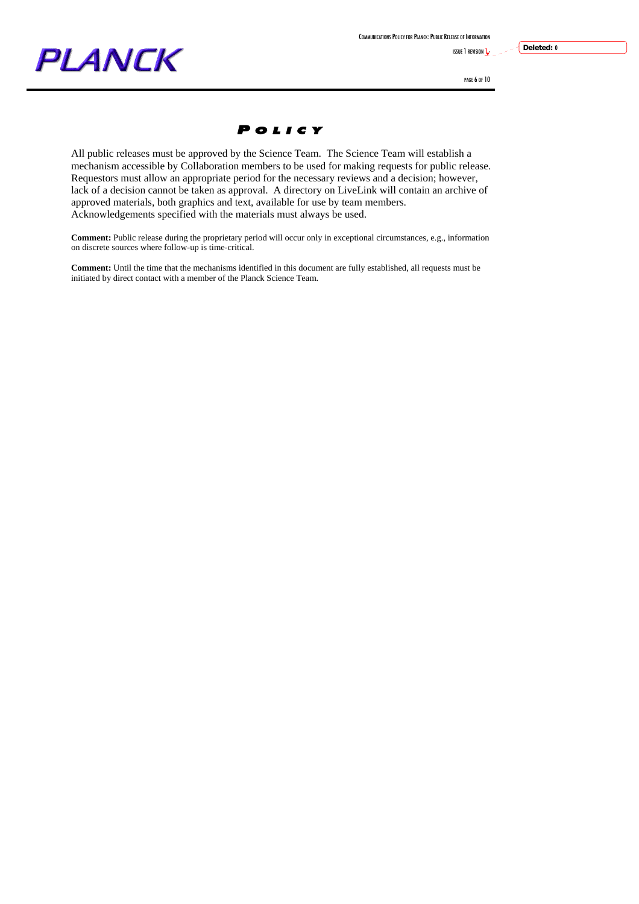# Policy

All public releases must be approved by the Science Team. The Science Team will establish a mechanism accessible by Collaboration members to be used for making requests for public release. Requestors must allow an appropriate period for the necessary reviews and a decision; however, lack of a decision cannot be taken as approval. A directory on LiveLink will contain an archive of approved materials, both graphics and text, available for use by team members. Acknowledgements specified with the materials must always be used.

**Comment:** Public release during the proprietary period will occur only in exceptional circumstances, e.g., information on discrete sources where follow-up is time-critical.

**Comment:** Until the time that the mechanisms identified in this document are fully established, all requests must be initiated by direct contact with a member of the Planck Science Team.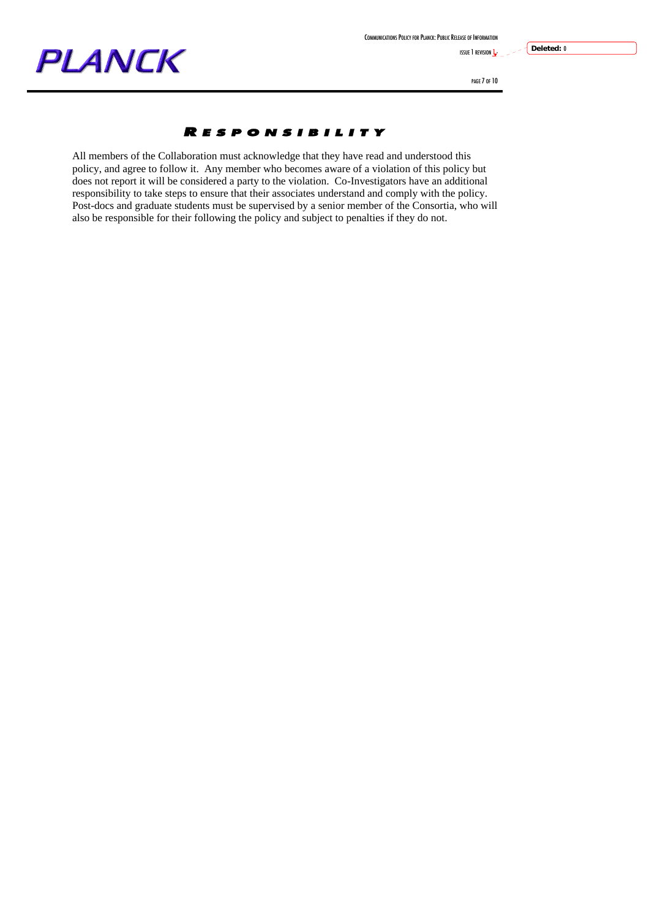# Responsibility

All members of the Collaboration must acknowledge that they have read and understood this policy, and agree to follow it. Any member who becomes aware of a violation of this policy but does not report it will be considered a party to the violation. Co-Investigators have an additional responsibility to take steps to ensure that their associates understand and comply with the policy. Post-docs and graduate students must be supervised by a senior member of the Consortia, who will also be responsible for their following the policy and subject to penalties if they do not.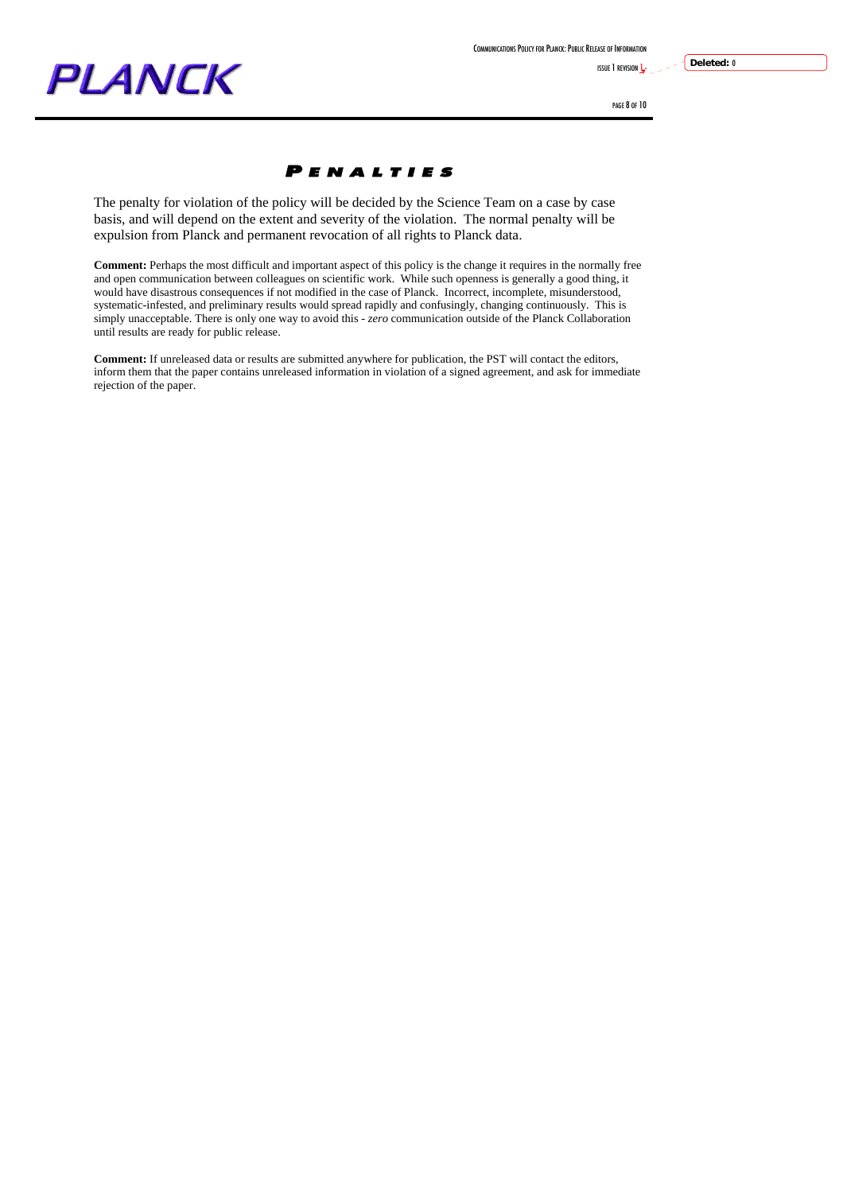# Penalties

The penalty for violation of the policy will be decided by the Science Team on a case by case basis, and will depend on the extent and severity of the violation. The normal penalty will be expulsion from Planck and permanent revocation of all rights to Planck data.

**Comment:** Perhaps the most difficult and important aspect of this policy is the change it requires in the normally free and open communication between colleagues on scientific work. While such openness is generally a good thing, it would have disastrous consequences if not modified in the case of Planck. Incorrect, incomplete, misunderstood, systematic-infested, and preliminary results would spread rapidly and confusingly, changing continuously. This is simply unacceptable. There is only one way to avoid this - *zero* communication outside of the Planck Collaboration until results are ready for public release.

**Comment:** If unreleased data or results are submitted anywhere for publication, the PST will contact the editors, inform them that the paper contains unreleased information in violation of a signed agreement, and ask for immediate rejection of the paper.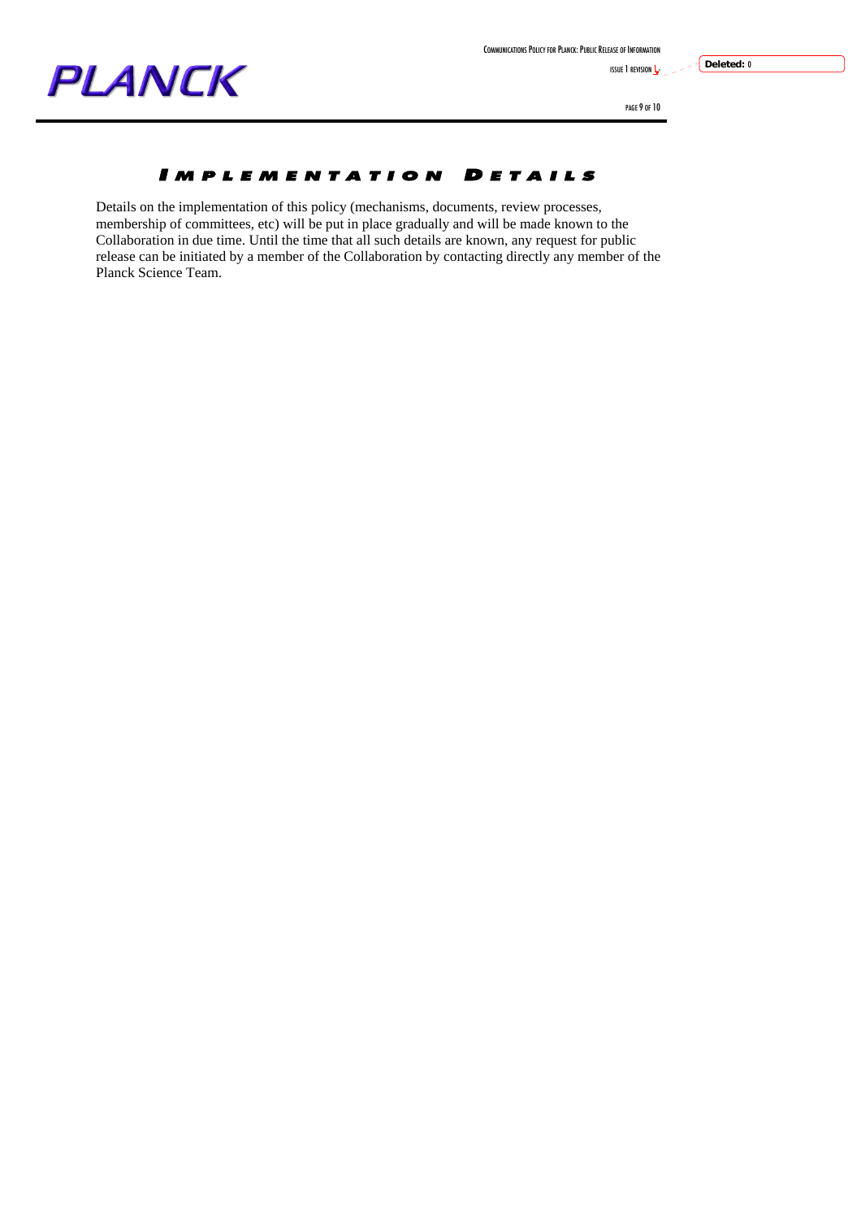# Implementation Details

Details on the implementation of this policy (mechanisms, documents, review processes, membership of committees, etc) will be put in place gradually and will be made known to the Collaboration in due time. Until the time that all such details are known, any request for public release can be initiated by a member of the Collaboration by contacting directly any member of the Planck Science Team.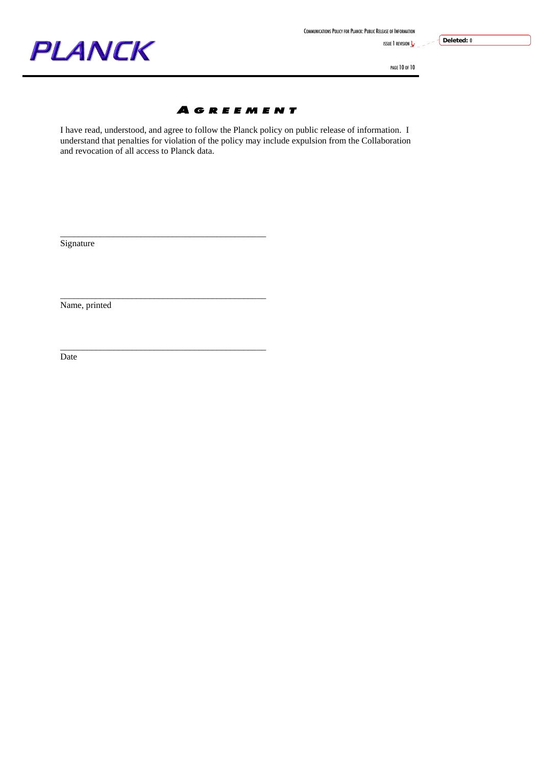# Agreement

I have read, understood, and agree to follow the Planck policy on public release of information. I understand that penalties for violation of the policy may include expulsion from the Collaboration and revocation of all access to Planck data.

_______________________________________________
Signature

_______________________________________________
Name, printed

_______________________________________________
Date